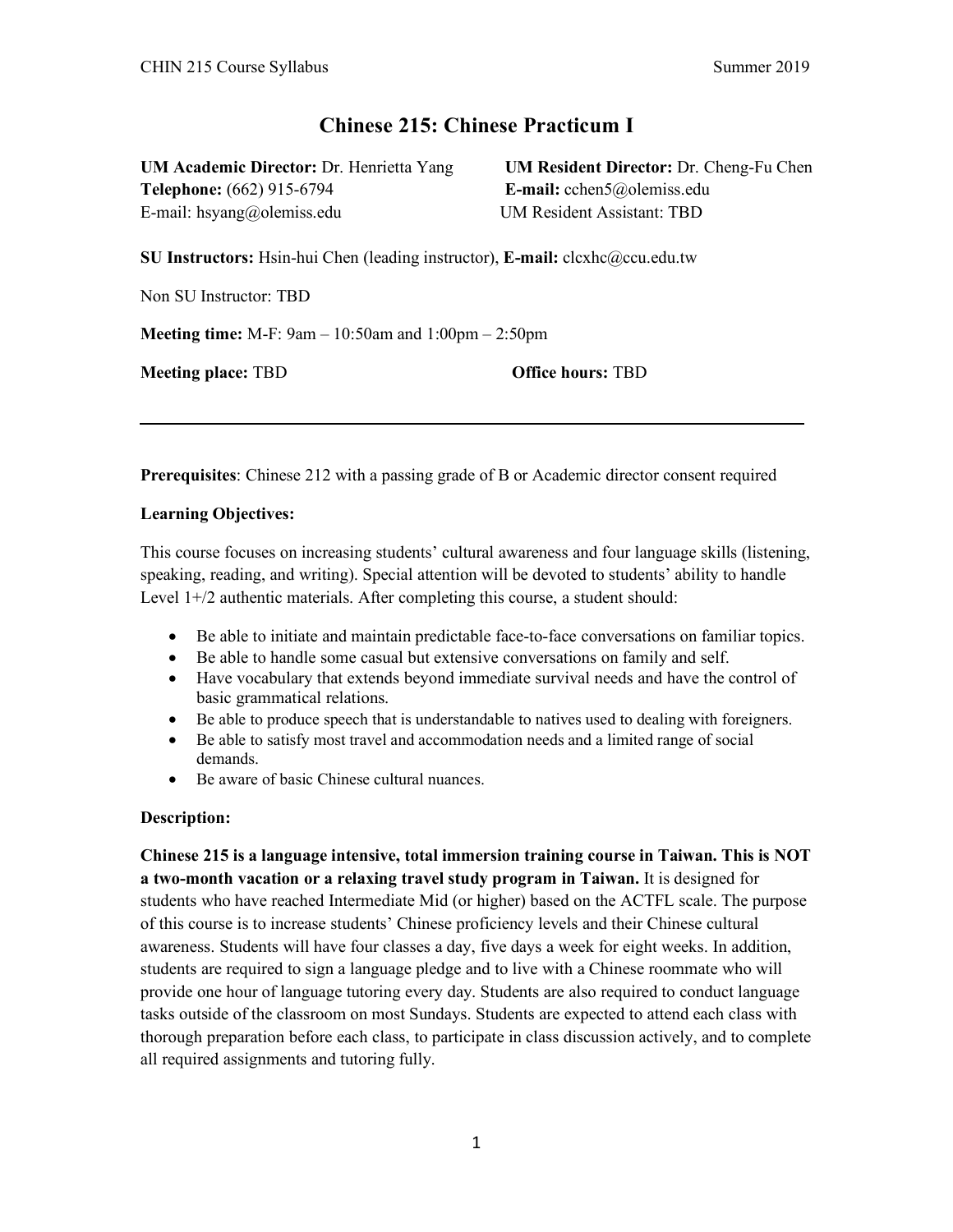# Chinese 215: Chinese Practicum I

**UM Academic Director:** Dr. Henrietta Yang
**Telephone:** (662) 915-6794
E-mail: hsyang@olemiss.edu

**UM Resident Director:** Dr. Cheng-Fu Chen
**E-mail:** cchen5@olemiss.edu
UM Resident Assistant: TBD

**SU Instructors:** Hsin-hui Chen (leading instructor), **E-mail:** clcxhc@ccu.edu.tw

Non SU Instructor: TBD

**Meeting time:** M-F: 9am – 10:50am and 1:00pm – 2:50pm

**Meeting place:** TBD

**Office hours:** TBD

---

**Prerequisites**: Chinese 212 with a passing grade of B or Academic director consent required

**Learning Objectives:**

This course focuses on increasing students' cultural awareness and four language skills (listening, speaking, reading, and writing). Special attention will be devoted to students' ability to handle Level 1+/2 authentic materials. After completing this course, a student should:

- Be able to initiate and maintain predictable face-to-face conversations on familiar topics.
- Be able to handle some casual but extensive conversations on family and self.
- Have vocabulary that extends beyond immediate survival needs and have the control of basic grammatical relations.
- Be able to produce speech that is understandable to natives used to dealing with foreigners.
- Be able to satisfy most travel and accommodation needs and a limited range of social demands.
- Be aware of basic Chinese cultural nuances.

**Description:**

**Chinese 215 is a language intensive, total immersion training course in Taiwan. This is NOT a two-month vacation or a relaxing travel study program in Taiwan.** It is designed for students who have reached Intermediate Mid (or higher) based on the ACTFL scale. The purpose of this course is to increase students' Chinese proficiency levels and their Chinese cultural awareness. Students will have four classes a day, five days a week for eight weeks. In addition, students are required to sign a language pledge and to live with a Chinese roommate who will provide one hour of language tutoring every day. Students are also required to conduct language tasks outside of the classroom on most Sundays. Students are expected to attend each class with thorough preparation before each class, to participate in class discussion actively, and to complete all required assignments and tutoring fully.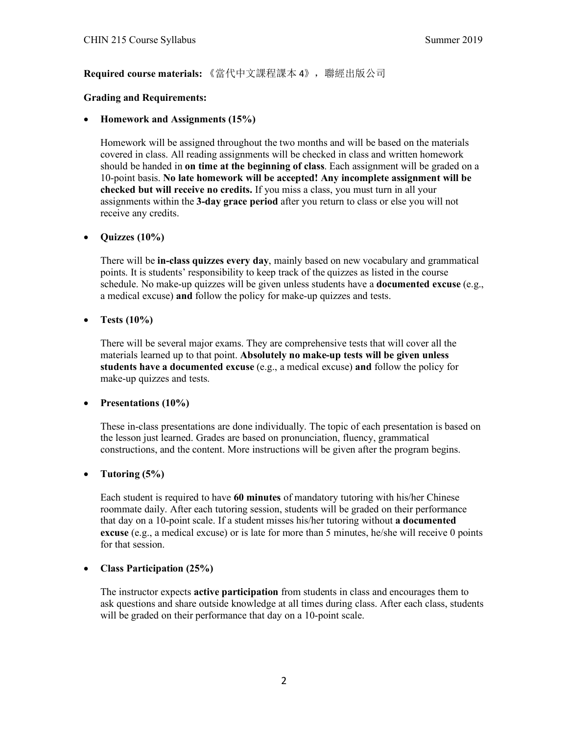**Required course materials:** 《當代中文課程課本 4》， 聯經出版公司

**Grading and Requirements:**

- **Homework and Assignments (15%)**

  Homework will be assigned throughout the two months and will be based on the materials covered in class. All reading assignments will be checked in class and written homework should be handed in **on time at the beginning of class**. Each assignment will be graded on a 10-point basis. **No late homework will be accepted! Any incomplete assignment will be checked but will receive no credits.** If you miss a class, you must turn in all your assignments within the **3-day grace period** after you return to class or else you will not receive any credits.

- **Quizzes (10%)**

  There will be **in-class quizzes every day**, mainly based on new vocabulary and grammatical points. It is students' responsibility to keep track of the quizzes as listed in the course schedule. No make-up quizzes will be given unless students have a **documented excuse** (e.g., a medical excuse) **and** follow the policy for make-up quizzes and tests.

- **Tests (10%)**

  There will be several major exams. They are comprehensive tests that will cover all the materials learned up to that point. **Absolutely no make-up tests will be given unless students have a documented excuse** (e.g., a medical excuse) **and** follow the policy for make-up quizzes and tests.

- **Presentations (10%)**

  These in-class presentations are done individually. The topic of each presentation is based on the lesson just learned. Grades are based on pronunciation, fluency, grammatical constructions, and the content. More instructions will be given after the program begins.

- **Tutoring (5%)**

  Each student is required to have **60 minutes** of mandatory tutoring with his/her Chinese roommate daily. After each tutoring session, students will be graded on their performance that day on a 10-point scale. If a student misses his/her tutoring without **a documented excuse** (e.g., a medical excuse) or is late for more than 5 minutes, he/she will receive 0 points for that session.

- **Class Participation (25%)**

  The instructor expects **active participation** from students in class and encourages them to ask questions and share outside knowledge at all times during class. After each class, students will be graded on their performance that day on a 10-point scale.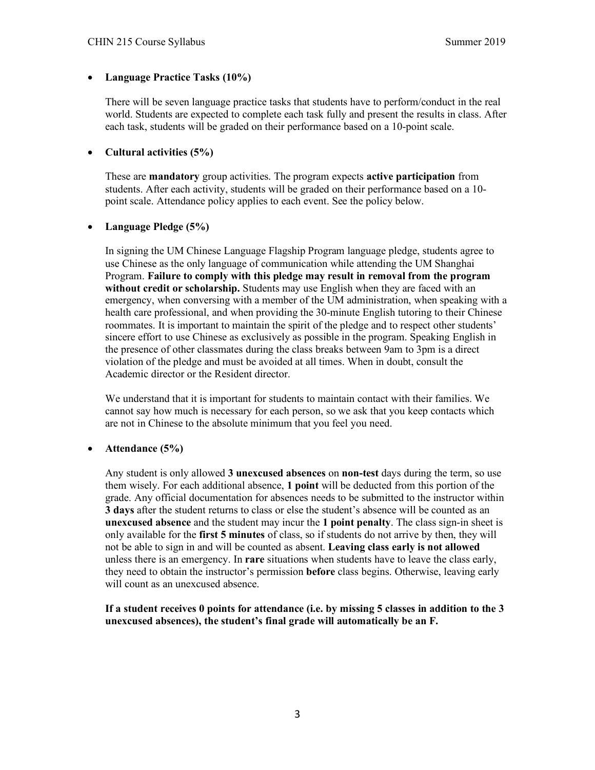- **Language Practice Tasks (10%)**

  There will be seven language practice tasks that students have to perform/conduct in the real world. Students are expected to complete each task fully and present the results in class. After each task, students will be graded on their performance based on a 10-point scale.

- **Cultural activities (5%)**

  These are **mandatory** group activities. The program expects **active participation** from students. After each activity, students will be graded on their performance based on a 10-point scale. Attendance policy applies to each event. See the policy below.

- **Language Pledge (5%)**

  In signing the UM Chinese Language Flagship Program language pledge, students agree to use Chinese as the only language of communication while attending the UM Shanghai Program. **Failure to comply with this pledge may result in removal from the program without credit or scholarship.** Students may use English when they are faced with an emergency, when conversing with a member of the UM administration, when speaking with a health care professional, and when providing the 30-minute English tutoring to their Chinese roommates. It is important to maintain the spirit of the pledge and to respect other students' sincere effort to use Chinese as exclusively as possible in the program. Speaking English in the presence of other classmates during the class breaks between 9am to 3pm is a direct violation of the pledge and must be avoided at all times. When in doubt, consult the Academic director or the Resident director.

  We understand that it is important for students to maintain contact with their families. We cannot say how much is necessary for each person, so we ask that you keep contacts which are not in Chinese to the absolute minimum that you feel you need.

- **Attendance (5%)**

  Any student is only allowed **3 unexcused absences** on **non-test** days during the term, so use them wisely. For each additional absence, **1 point** will be deducted from this portion of the grade. Any official documentation for absences needs to be submitted to the instructor within **3 days** after the student returns to class or else the student's absence will be counted as an **unexcused absence** and the student may incur the **1 point penalty**. The class sign-in sheet is only available for the **first 5 minutes** of class, so if students do not arrive by then, they will not be able to sign in and will be counted as absent. **Leaving class early is not allowed** unless there is an emergency. In **rare** situations when students have to leave the class early, they need to obtain the instructor's permission **before** class begins. Otherwise, leaving early will count as an unexcused absence.

  **If a student receives 0 points for attendance (i.e. by missing 5 classes in addition to the 3 unexcused absences), the student's final grade will automatically be an F.**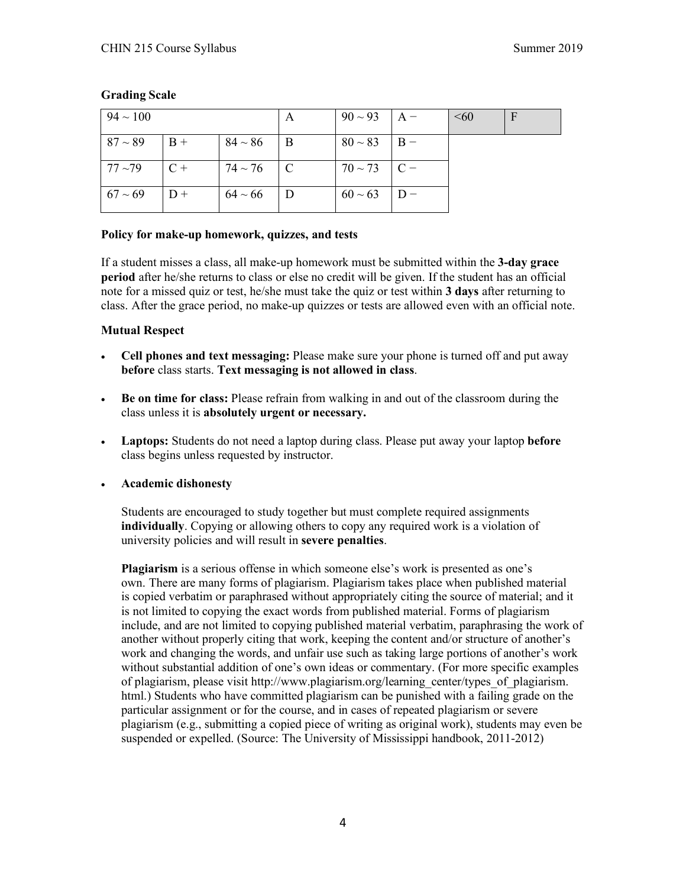**Grading Scale**

| 94 ~ 100 | | | A | 90 ~ 93 | A − | <60 | F |
|---|---|---|---|---|---|---|---|
| 87 ~ 89 | B + | 84 ~ 86 | B | 80 ~ 83 | B − | | |
| 77 ~79 | C + | 74 ~ 76 | C | 70 ~ 73 | C − | | |
| 67 ~ 69 | D + | 64 ~ 66 | D | 60 ~ 63 | D − | | |

**Policy for make-up homework, quizzes, and tests**

If a student misses a class, all make-up homework must be submitted within the **3-day grace period** after he/she returns to class or else no credit will be given. If the student has an official note for a missed quiz or test, he/she must take the quiz or test within **3 days** after returning to class. After the grace period, no make-up quizzes or tests are allowed even with an official note.

**Mutual Respect**

- **Cell phones and text messaging:** Please make sure your phone is turned off and put away **before** class starts. **Text messaging is not allowed in class**.

- **Be on time for class:** Please refrain from walking in and out of the classroom during the class unless it is **absolutely urgent or necessary.**

- **Laptops:** Students do not need a laptop during class. Please put away your laptop **before** class begins unless requested by instructor.

- **Academic dishonesty**

  Students are encouraged to study together but must complete required assignments **individually**. Copying or allowing others to copy any required work is a violation of university policies and will result in **severe penalties**.

  **Plagiarism** is a serious offense in which someone else's work is presented as one's own. There are many forms of plagiarism. Plagiarism takes place when published material is copied verbatim or paraphrased without appropriately citing the source of material; and it is not limited to copying the exact words from published material. Forms of plagiarism include, and are not limited to copying published material verbatim, paraphrasing the work of another without properly citing that work, keeping the content and/or structure of another's work and changing the words, and unfair use such as taking large portions of another's work without substantial addition of one's own ideas or commentary. (For more specific examples of plagiarism, please visit http://www.plagiarism.org/learning_center/types_of_plagiarism.html.) Students who have committed plagiarism can be punished with a failing grade on the particular assignment or for the course, and in cases of repeated plagiarism or severe plagiarism (e.g., submitting a copied piece of writing as original work), students may even be suspended or expelled. (Source: The University of Mississippi handbook, 2011-2012)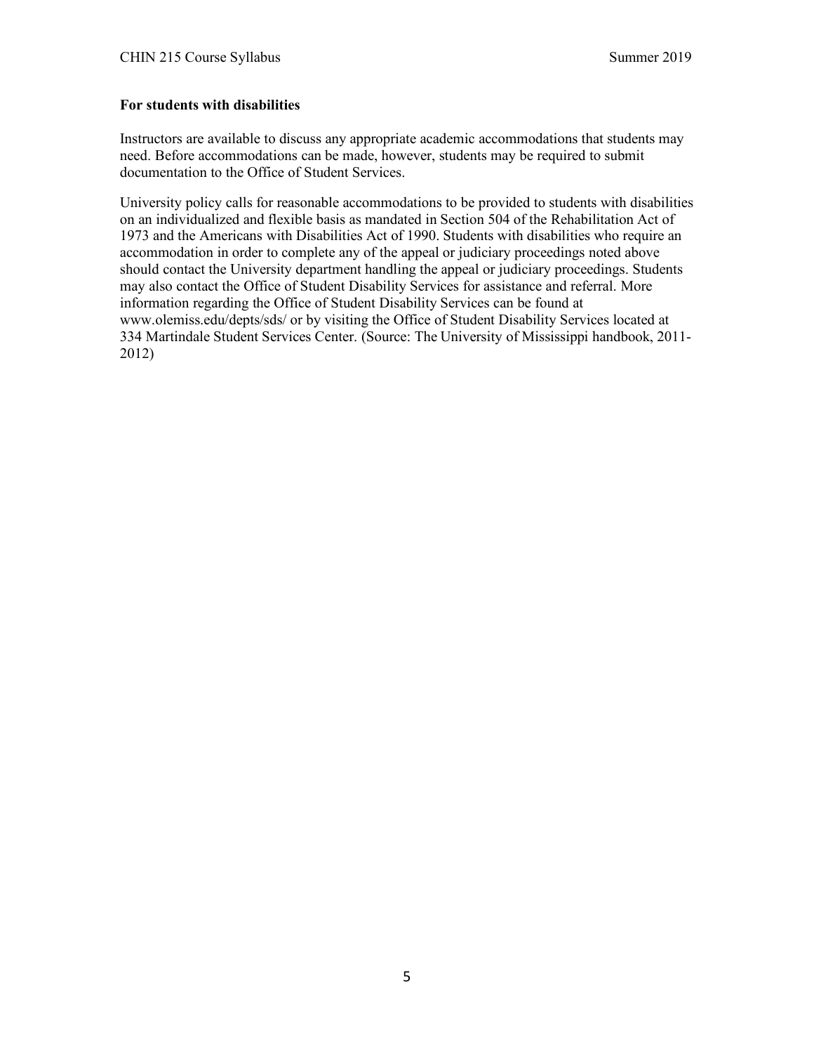**For students with disabilities**

Instructors are available to discuss any appropriate academic accommodations that students may need. Before accommodations can be made, however, students may be required to submit documentation to the Office of Student Services.

University policy calls for reasonable accommodations to be provided to students with disabilities on an individualized and flexible basis as mandated in Section 504 of the Rehabilitation Act of 1973 and the Americans with Disabilities Act of 1990. Students with disabilities who require an accommodation in order to complete any of the appeal or judiciary proceedings noted above should contact the University department handling the appeal or judiciary proceedings. Students may also contact the Office of Student Disability Services for assistance and referral. More information regarding the Office of Student Disability Services can be found at www.olemiss.edu/depts/sds/ or by visiting the Office of Student Disability Services located at 334 Martindale Student Services Center. (Source: The University of Mississippi handbook, 2011-2012)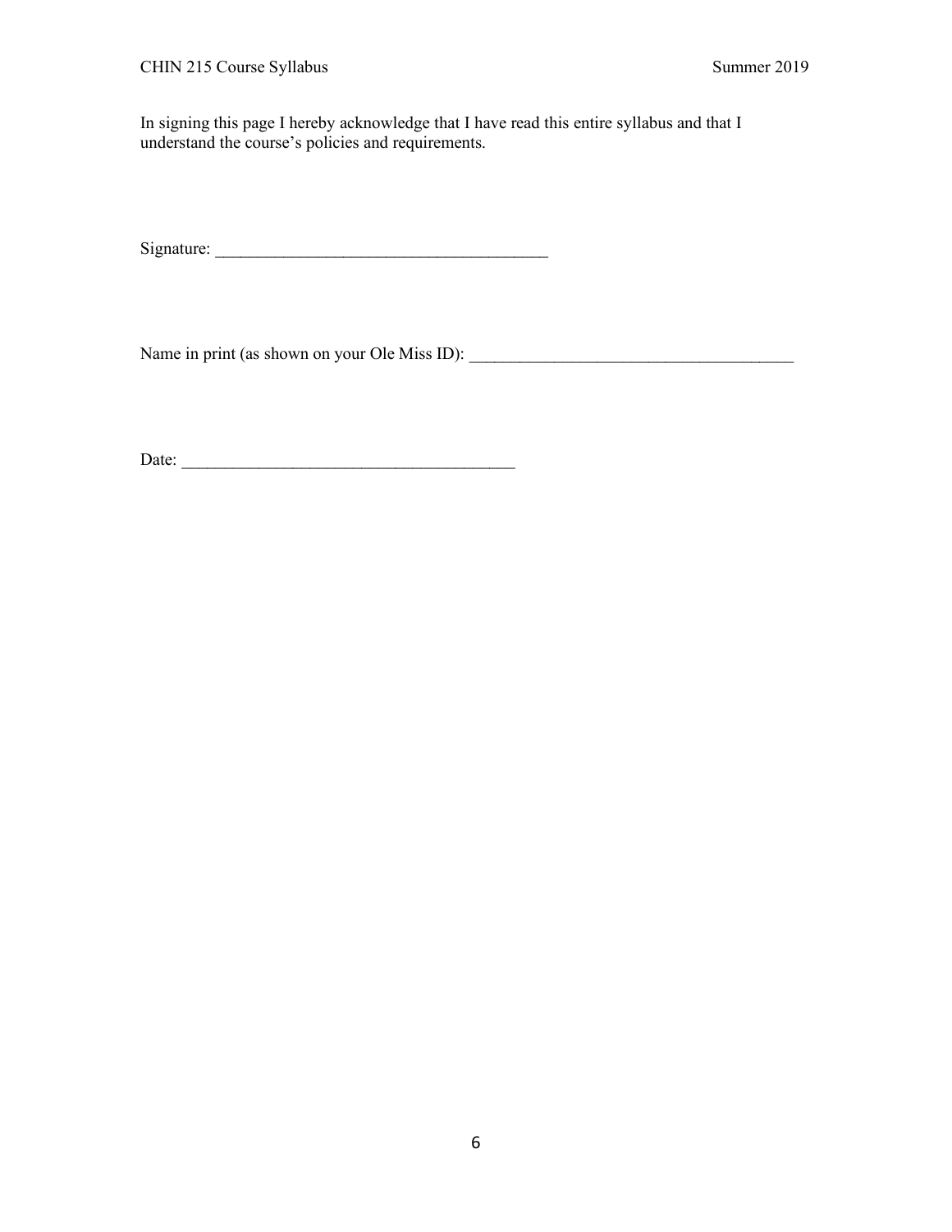In signing this page I hereby acknowledge that I have read this entire syllabus and that I understand the course's policies and requirements.

Signature: _______________________________________

Name in print (as shown on your Ole Miss ID): ______________________________________

Date: _______________________________________